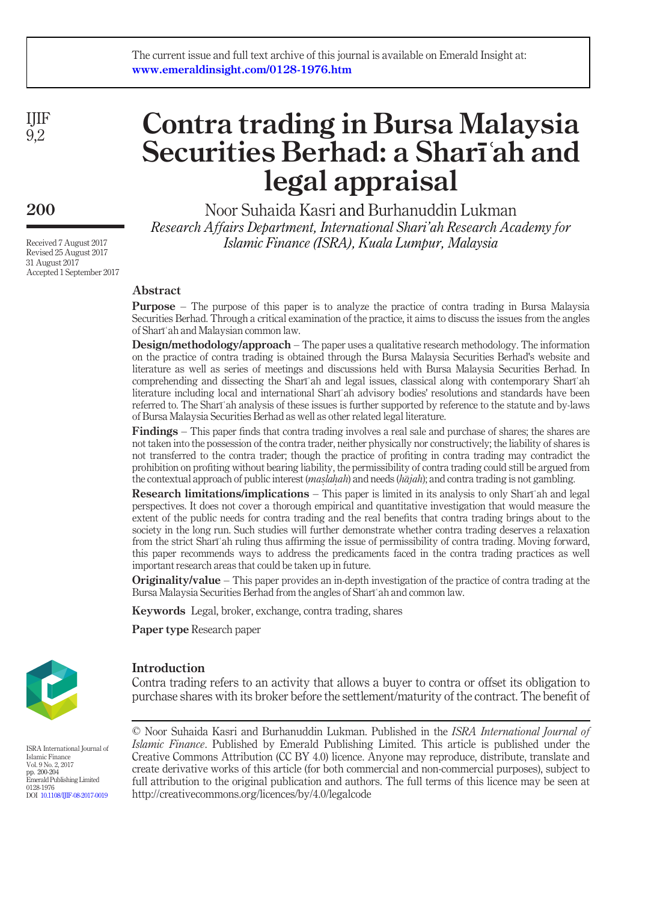The current issue and full text archive of this journal is available on Emerald Insight at: www.emeraldinsight.com/0128-1976.htm

# Contra trading in Bursa Malaysia Securities Berhad: a Sharīʿah and legal appraisal

Noor Suhaida Kasri and Burhanuddin Lukman

*Research Affairs Department, International Shari'ah Research Academy for Islamic Finance (ISRA), Kuala Lumpur, Malaysia*

Received 7 August 2017
Revised 25 August 2017
31 August 2017
Accepted 1 September 2017

## Abstract

**Purpose** – The purpose of this paper is to analyze the practice of contra trading in Bursa Malaysia Securities Berhad. Through a critical examination of the practice, it aims to discuss the issues from the angles of Sharīʿah and Malaysian common law.

**Design/methodology/approach** – The paper uses a qualitative research methodology. The information on the practice of contra trading is obtained through the Bursa Malaysia Securities Berhad's website and literature as well as series of meetings and discussions held with Bursa Malaysia Securities Berhad. In comprehending and dissecting the Sharīʿah and legal issues, classical along with contemporary Sharīʿah literature including local and international Sharīʿah advisory bodies' resolutions and standards have been referred to. The Sharīʿah analysis of these issues is further supported by reference to the statute and by-laws of Bursa Malaysia Securities Berhad as well as other related legal literature.

**Findings** – This paper finds that contra trading involves a real sale and purchase of shares; the shares are not taken into the possession of the contra trader, neither physically nor constructively; the liability of shares is not transferred to the contra trader; though the practice of profiting in contra trading may contradict the prohibition on profiting without bearing liability, the permissibility of contra trading could still be argued from the contextual approach of public interest (*maṣlaḥah*) and needs (*ḥājah*); and contra trading is not gambling.

**Research limitations/implications** – This paper is limited in its analysis to only Sharīʿah and legal perspectives. It does not cover a thorough empirical and quantitative investigation that would measure the extent of the public needs for contra trading and the real benefits that contra trading brings about to the society in the long run. Such studies will further demonstrate whether contra trading deserves a relaxation from the strict Sharīʿah ruling thus affirming the issue of permissibility of contra trading. Moving forward, this paper recommends ways to address the predicaments faced in the contra trading practices as well important research areas that could be taken up in future.

**Originality/value** – This paper provides an in-depth investigation of the practice of contra trading at the Bursa Malaysia Securities Berhad from the angles of Sharīʿah and common law.

**Keywords** Legal, broker, exchange, contra trading, shares

**Paper type** Research paper

## Introduction

Contra trading refers to an activity that allows a buyer to contra or offset its obligation to purchase shares with its broker before the settlement/maturity of the contract. The benefit of

© Noor Suhaida Kasri and Burhanuddin Lukman. Published in the *ISRA International Journal of Islamic Finance*. Published by Emerald Publishing Limited. This article is published under the Creative Commons Attribution (CC BY 4.0) licence. Anyone may reproduce, distribute, translate and create derivative works of this article (for both commercial and non-commercial purposes), subject to full attribution to the original publication and authors. The full terms of this licence may be seen at http://creativecommons.org/licences/by/4.0/legalcode

ISRA International Journal of Islamic Finance
Vol. 9 No. 2, 2017
pp. 200-204
Emerald Publishing Limited
0128-1976
DOI 10.1108/IJIF-08-2017-0019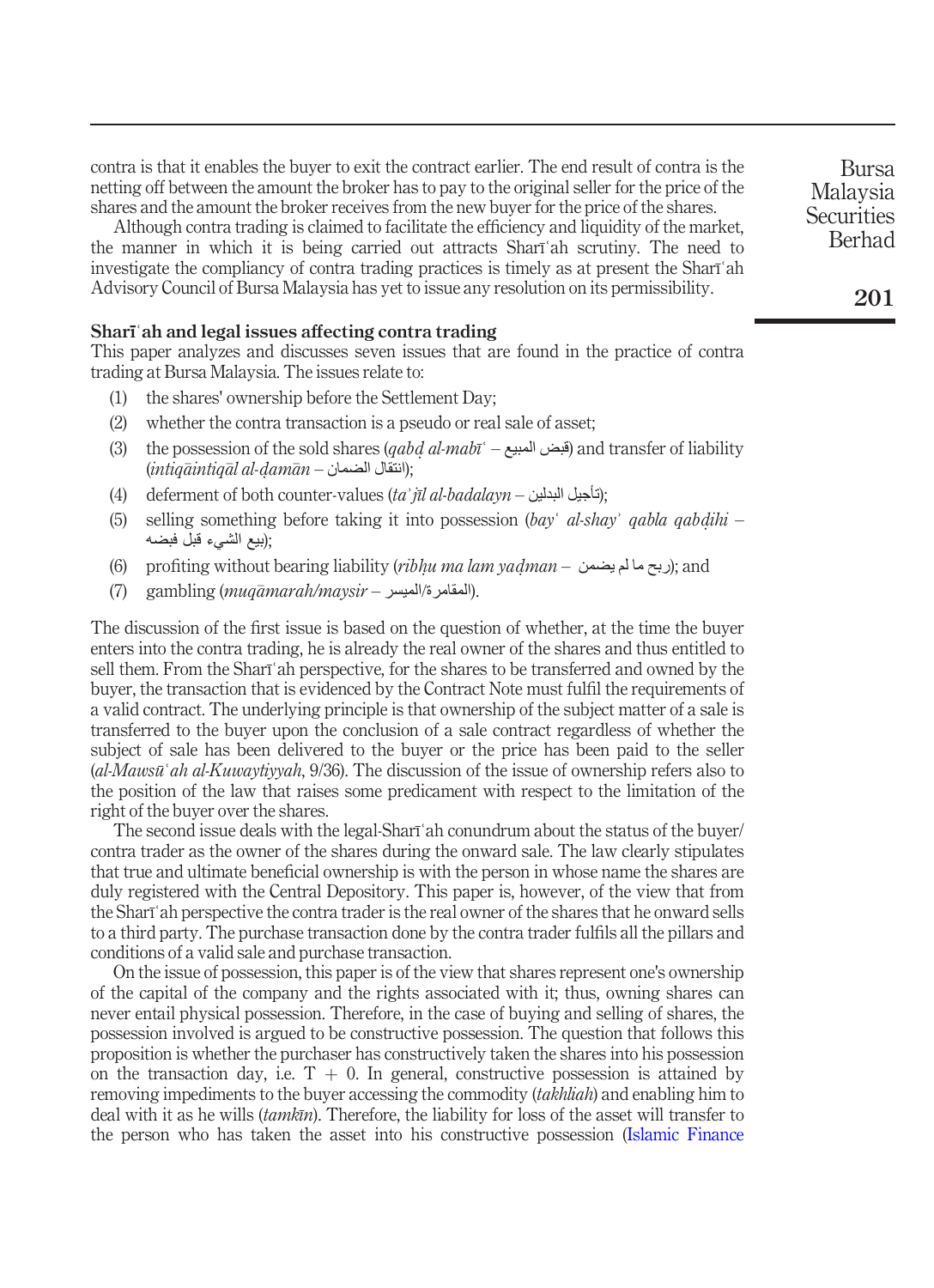contra is that it enables the buyer to exit the contract earlier. The end result of contra is the netting off between the amount the broker has to pay to the original seller for the price of the shares and the amount the broker receives from the new buyer for the price of the shares.

Although contra trading is claimed to facilitate the efficiency and liquidity of the market, the manner in which it is being carried out attracts Sharīʿah scrutiny. The need to investigate the compliancy of contra trading practices is timely as at present the Sharīʿah Advisory Council of Bursa Malaysia has yet to issue any resolution on its permissibility.

### Sharīʿah and legal issues affecting contra trading

This paper analyzes and discusses seven issues that are found in the practice of contra trading at Bursa Malaysia. The issues relate to:

1. the shares' ownership before the Settlement Day;
2. whether the contra transaction is a pseudo or real sale of asset;
3. the possession of the sold shares (*qabḍ al-mabīʿ* – قبض المبيع) and transfer of liability (*intiqāintiqāl al-ḍamān* – انتقال الضمان);
4. deferment of both counter-values (*taʾjīl al-badalayn* – تأجيل البدلين);
5. selling something before taking it into possession (*bayʿ al-shayʾ qabla qabḍihi* – بيع الشيء قبل قبضه);
6. profiting without bearing liability (*ribḥu ma lam yaḍman* – ربح ما لم يضمن); and
7. gambling (*muqāmarah/maysir* – المقامرة/الميسر).

The discussion of the first issue is based on the question of whether, at the time the buyer enters into the contra trading, he is already the real owner of the shares and thus entitled to sell them. From the Sharīʿah perspective, for the shares to be transferred and owned by the buyer, the transaction that is evidenced by the Contract Note must fulfil the requirements of a valid contract. The underlying principle is that ownership of the subject matter of a sale is transferred to the buyer upon the conclusion of a sale contract regardless of whether the subject of sale has been delivered to the buyer or the price has been paid to the seller (*al-Mawsūʿah al-Kuwaytiyyah*, 9/36). The discussion of the issue of ownership refers also to the position of the law that raises some predicament with respect to the limitation of the right of the buyer over the shares.

The second issue deals with the legal-Sharīʿah conundrum about the status of the buyer/contra trader as the owner of the shares during the onward sale. The law clearly stipulates that true and ultimate beneficial ownership is with the person in whose name the shares are duly registered with the Central Depository. This paper is, however, of the view that from the Sharīʿah perspective the contra trader is the real owner of the shares that he onward sells to a third party. The purchase transaction done by the contra trader fulfils all the pillars and conditions of a valid sale and purchase transaction.

On the issue of possession, this paper is of the view that shares represent one's ownership of the capital of the company and the rights associated with it; thus, owning shares can never entail physical possession. Therefore, in the case of buying and selling of shares, the possession involved is argued to be constructive possession. The question that follows this proposition is whether the purchaser has constructively taken the shares into his possession on the transaction day, i.e. $T + 0$. In general, constructive possession is attained by removing impediments to the buyer accessing the commodity (*takhliah*) and enabling him to deal with it as he wills (*tamkīn*). Therefore, the liability for loss of the asset will transfer to the person who has taken the asset into his constructive possession (Islamic Finance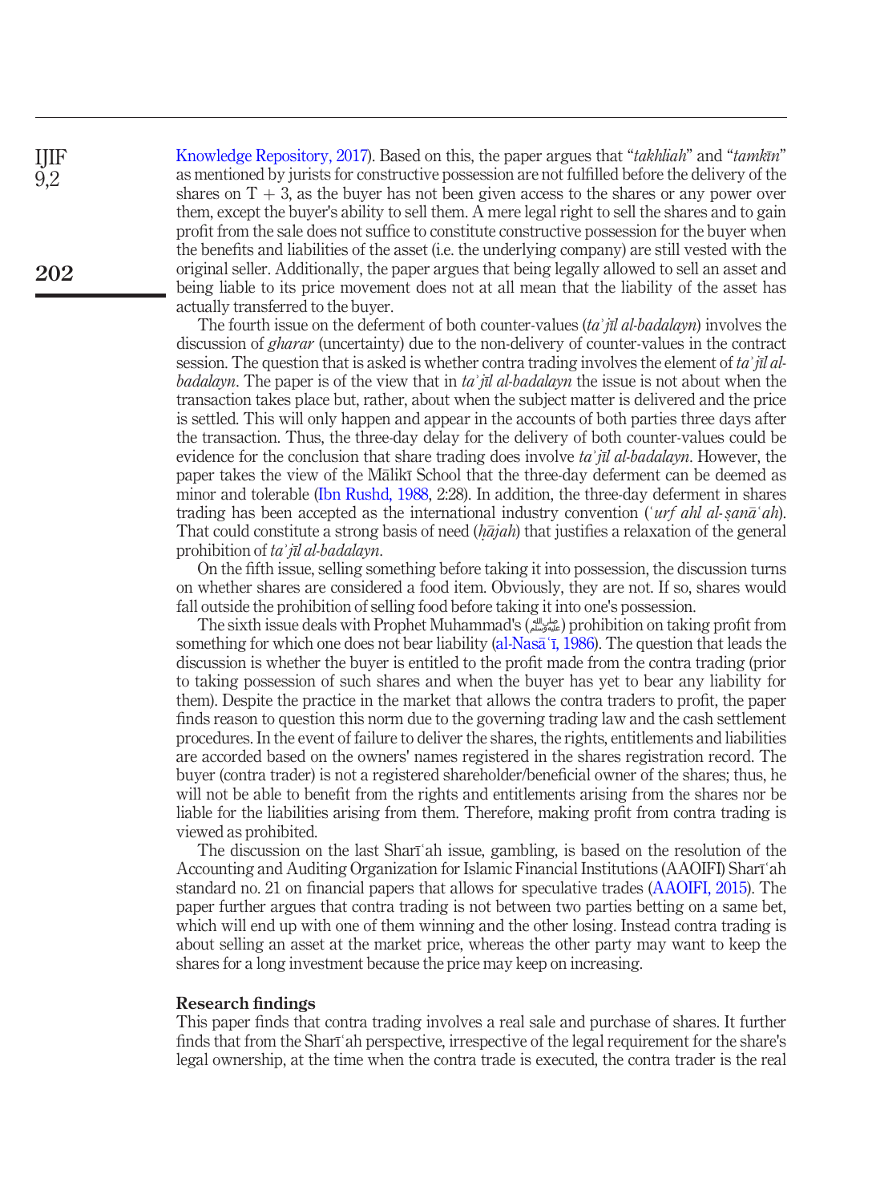Knowledge Repository, 2017). Based on this, the paper argues that "*takhliah*" and "*tamkīn*" as mentioned by jurists for constructive possession are not fulfilled before the delivery of the shares on T + 3, as the buyer has not been given access to the shares or any power over them, except the buyer's ability to sell them. A mere legal right to sell the shares and to gain profit from the sale does not suffice to constitute constructive possession for the buyer when the benefits and liabilities of the asset (i.e. the underlying company) are still vested with the original seller. Additionally, the paper argues that being legally allowed to sell an asset and being liable to its price movement does not at all mean that the liability of the asset has actually transferred to the buyer.

The fourth issue on the deferment of both counter-values (*taʾjīl al-badalayn*) involves the discussion of *gharar* (uncertainty) due to the non-delivery of counter-values in the contract session. The question that is asked is whether contra trading involves the element of *taʾjīl al-badalayn*. The paper is of the view that in *taʾjīl al-badalayn* the issue is not about when the transaction takes place but, rather, about when the subject matter is delivered and the price is settled. This will only happen and appear in the accounts of both parties three days after the transaction. Thus, the three-day delay for the delivery of both counter-values could be evidence for the conclusion that share trading does involve *taʾjīl al-badalayn*. However, the paper takes the view of the Mālikī School that the three-day deferment can be deemed as minor and tolerable (Ibn Rushd, 1988, 2:28). In addition, the three-day deferment in shares trading has been accepted as the international industry convention (*ʿurf ahl al-ṣanāʿah*). That could constitute a strong basis of need (*ḥājah*) that justifies a relaxation of the general prohibition of *taʾjīl al-badalayn*.

On the fifth issue, selling something before taking it into possession, the discussion turns on whether shares are considered a food item. Obviously, they are not. If so, shares would fall outside the prohibition of selling food before taking it into one's possession.

The sixth issue deals with Prophet Muhammad's (ﷺ) prohibition on taking profit from something for which one does not bear liability (al-Nasāʾī, 1986). The question that leads the discussion is whether the buyer is entitled to the profit made from the contra trading (prior to taking possession of such shares and when the buyer has yet to bear any liability for them). Despite the practice in the market that allows the contra traders to profit, the paper finds reason to question this norm due to the governing trading law and the cash settlement procedures. In the event of failure to deliver the shares, the rights, entitlements and liabilities are accorded based on the owners' names registered in the shares registration record. The buyer (contra trader) is not a registered shareholder/beneficial owner of the shares; thus, he will not be able to benefit from the rights and entitlements arising from the shares nor be liable for the liabilities arising from them. Therefore, making profit from contra trading is viewed as prohibited.

The discussion on the last Sharīʿah issue, gambling, is based on the resolution of the Accounting and Auditing Organization for Islamic Financial Institutions (AAOIFI) Sharīʿah standard no. 21 on financial papers that allows for speculative trades (AAOIFI, 2015). The paper further argues that contra trading is not between two parties betting on a same bet, which will end up with one of them winning and the other losing. Instead contra trading is about selling an asset at the market price, whereas the other party may want to keep the shares for a long investment because the price may keep on increasing.

## Research findings

This paper finds that contra trading involves a real sale and purchase of shares. It further finds that from the Sharīʿah perspective, irrespective of the legal requirement for the share's legal ownership, at the time when the contra trade is executed, the contra trader is the real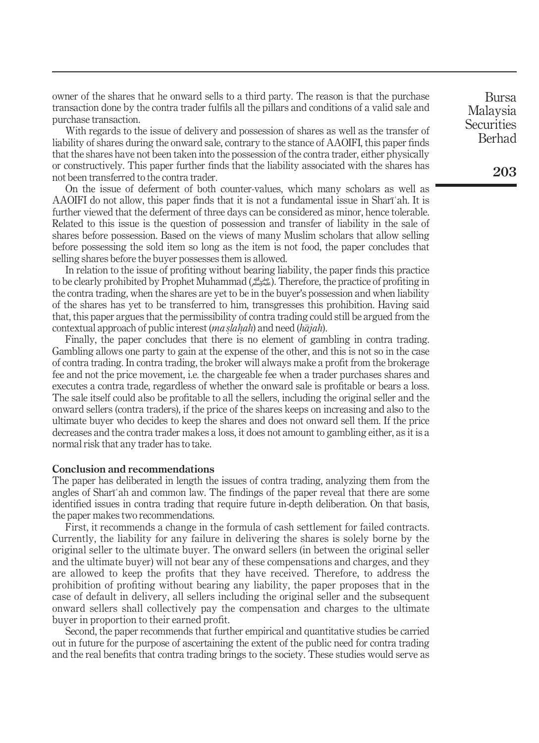owner of the shares that he onward sells to a third party. The reason is that the purchase transaction done by the contra trader fulfils all the pillars and conditions of a valid sale and purchase transaction.

With regards to the issue of delivery and possession of shares as well as the transfer of liability of shares during the onward sale, contrary to the stance of AAOIFI, this paper finds that the shares have not been taken into the possession of the contra trader, either physically or constructively. This paper further finds that the liability associated with the shares has not been transferred to the contra trader.

On the issue of deferment of both counter-values, which many scholars as well as AAOIFI do not allow, this paper finds that it is not a fundamental issue in Sharīʿah. It is further viewed that the deferment of three days can be considered as minor, hence tolerable. Related to this issue is the question of possession and transfer of liability in the sale of shares before possession. Based on the views of many Muslim scholars that allow selling before possessing the sold item so long as the item is not food, the paper concludes that selling shares before the buyer possesses them is allowed.

In relation to the issue of profiting without bearing liability, the paper finds this practice to be clearly prohibited by Prophet Muhammad (ﷺ). Therefore, the practice of profiting in the contra trading, when the shares are yet to be in the buyer's possession and when liability of the shares has yet to be transferred to him, transgresses this prohibition. Having said that, this paper argues that the permissibility of contra trading could still be argued from the contextual approach of public interest (*maṣlaḥah*) and need (*ḥājah*).

Finally, the paper concludes that there is no element of gambling in contra trading. Gambling allows one party to gain at the expense of the other, and this is not so in the case of contra trading. In contra trading, the broker will always make a profit from the brokerage fee and not the price movement, i.e. the chargeable fee when a trader purchases shares and executes a contra trade, regardless of whether the onward sale is profitable or bears a loss. The sale itself could also be profitable to all the sellers, including the original seller and the onward sellers (contra traders), if the price of the shares keeps on increasing and also to the ultimate buyer who decides to keep the shares and does not onward sell them. If the price decreases and the contra trader makes a loss, it does not amount to gambling either, as it is a normal risk that any trader has to take.

## Conclusion and recommendations

The paper has deliberated in length the issues of contra trading, analyzing them from the angles of Sharīʿah and common law. The findings of the paper reveal that there are some identified issues in contra trading that require future in-depth deliberation. On that basis, the paper makes two recommendations.

First, it recommends a change in the formula of cash settlement for failed contracts. Currently, the liability for any failure in delivering the shares is solely borne by the original seller to the ultimate buyer. The onward sellers (in between the original seller and the ultimate buyer) will not bear any of these compensations and charges, and they are allowed to keep the profits that they have received. Therefore, to address the prohibition of profiting without bearing any liability, the paper proposes that in the case of default in delivery, all sellers including the original seller and the subsequent onward sellers shall collectively pay the compensation and charges to the ultimate buyer in proportion to their earned profit.

Second, the paper recommends that further empirical and quantitative studies be carried out in future for the purpose of ascertaining the extent of the public need for contra trading and the real benefits that contra trading brings to the society. These studies would serve as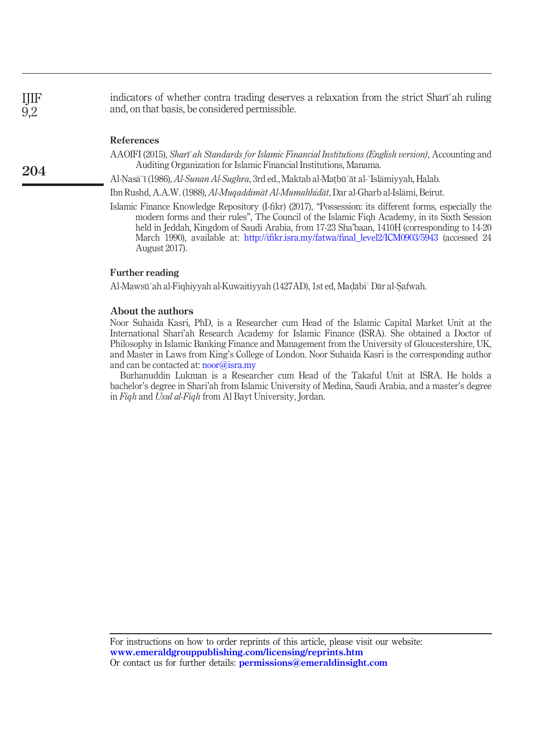indicators of whether contra trading deserves a relaxation from the strict Sharīʿah ruling and, on that basis, be considered permissible.

## References

AAOIFI (2015), *Sharīʿah Standards for Islamic Financial Institutions (English version)*, Accounting and Auditing Organization for Islamic Financial Institutions, Manama.

Al-Nasāʾī (1986), *Al-Sunan Al-Sughra*, 3rd ed., Maktab al-Maṭbūʿāt al-ʿIslāmiyyah, Halab.

Ibn Rushd, A.A.W. (1988), *Al-Muqaddimāt Al-Mumahhidāt*, Dar al-Gharb al-Islāmi, Beirut.

Islamic Finance Knowledge Repository (I-fikr) (2017), "Possession: its different forms, especially the modern forms and their rules", The Council of the Islamic Fiqh Academy, in its Sixth Session held in Jeddah, Kingdom of Saudi Arabia, from 17-23 Sha'baan, 1410H (corresponding to 14-20 March 1990), available at: http://ifikr.isra.my/fatwa/final_level2/ICM0903/5943 (accessed 24 August 2017).

## Further reading

Al-Mawsūʿah al-Fiqhiyyah al-Kuwaitiyyah (1427AD), 1st ed, Maḍābiʿ Dār al-Ṣafwah.

## About the authors

Noor Suhaida Kasri, PhD, is a Researcher cum Head of the Islamic Capital Market Unit at the International Shari'ah Research Academy for Islamic Finance (ISRA). She obtained a Doctor of Philosophy in Islamic Banking Finance and Management from the University of Gloucestershire, UK, and Master in Laws from King's College of London. Noor Suhaida Kasri is the corresponding author and can be contacted at: noor@isra.my

Burhanuddin Lukman is a Researcher cum Head of the Takaful Unit at ISRA. He holds a bachelor's degree in Shari'ah from Islamic University of Medina, Saudi Arabia, and a master's degree in *Fiqh* and *Usul al-Fiqh* from Al Bayt University, Jordan.

For instructions on how to order reprints of this article, please visit our website:
**www.emeraldgrouppublishing.com/licensing/reprints.htm**
Or contact us for further details: **permissions@emeraldinsight.com**